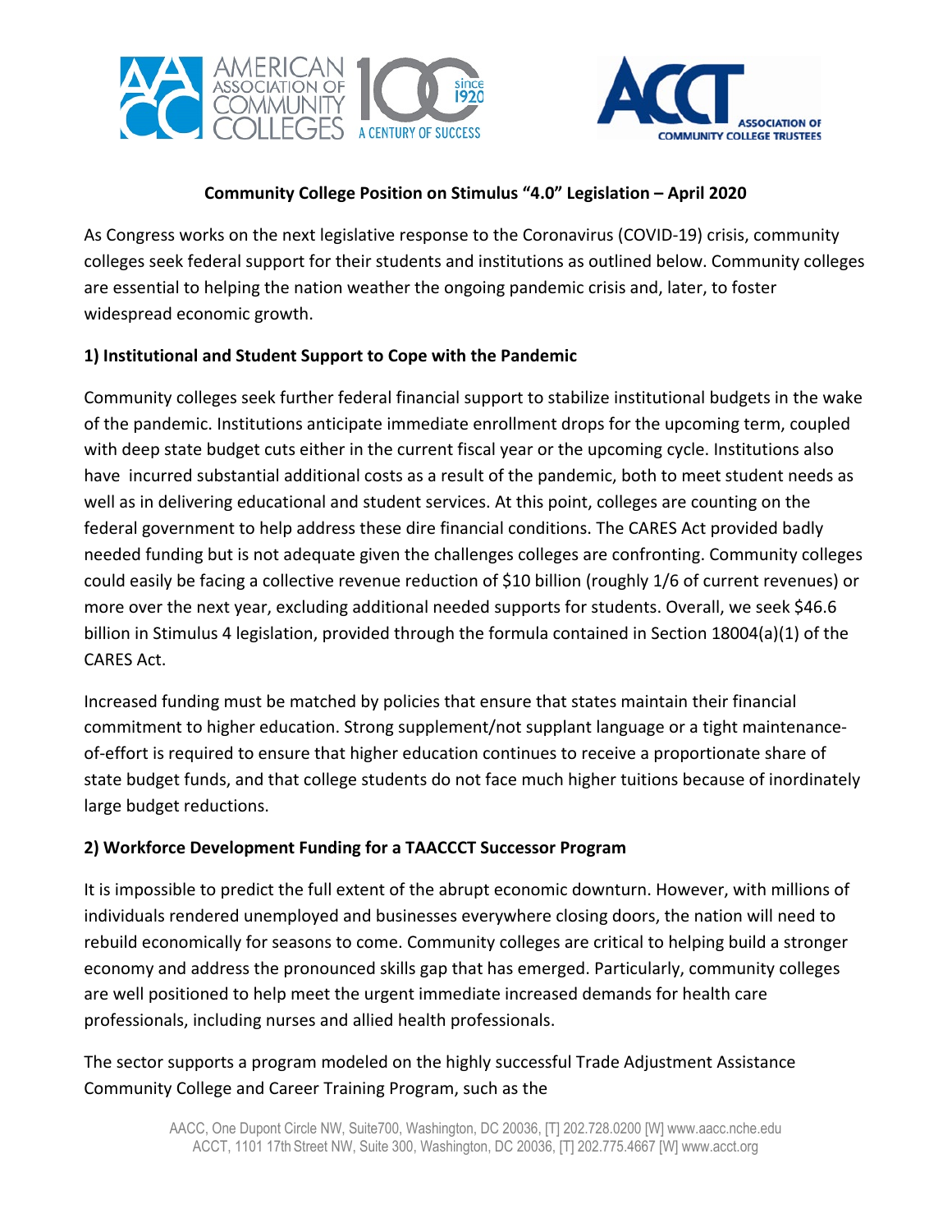**Community College Position on Stimulus "4.0" Legislation – April 2020**

As Congress works on the next legislative response to the Coronavirus (COVID-19) crisis, community colleges seek federal support for their students and institutions as outlined below. Community colleges are essential to helping the nation weather the ongoing pandemic crisis and, later, to foster widespread economic growth.

**1) Institutional and Student Support to Cope with the Pandemic**

Community colleges seek further federal financial support to stabilize institutional budgets in the wake of the pandemic. Institutions anticipate immediate enrollment drops for the upcoming term, coupled with deep state budget cuts either in the current fiscal year or the upcoming cycle. Institutions also have incurred substantial additional costs as a result of the pandemic, both to meet student needs as well as in delivering educational and student services. At this point, colleges are counting on the federal government to help address these dire financial conditions. The CARES Act provided badly needed funding but is not adequate given the challenges colleges are confronting. Community colleges could easily be facing a collective revenue reduction of $10 billion (roughly 1/6 of current revenues) or more over the next year, excluding additional needed supports for students. Overall, we seek $46.6 billion in Stimulus 4 legislation, provided through the formula contained in Section 18004(a)(1) of the CARES Act.

Increased funding must be matched by policies that ensure that states maintain their financial commitment to higher education. Strong supplement/not supplant language or a tight maintenance-of-effort is required to ensure that higher education continues to receive a proportionate share of state budget funds, and that college students do not face much higher tuitions because of inordinately large budget reductions.

**2) Workforce Development Funding for a TAACCCT Successor Program**

It is impossible to predict the full extent of the abrupt economic downturn. However, with millions of individuals rendered unemployed and businesses everywhere closing doors, the nation will need to rebuild economically for seasons to come. Community colleges are critical to helping build a stronger economy and address the pronounced skills gap that has emerged. Particularly, community colleges are well positioned to help meet the urgent immediate increased demands for health care professionals, including nurses and allied health professionals.

The sector supports a program modeled on the highly successful Trade Adjustment Assistance Community College and Career Training Program, such as the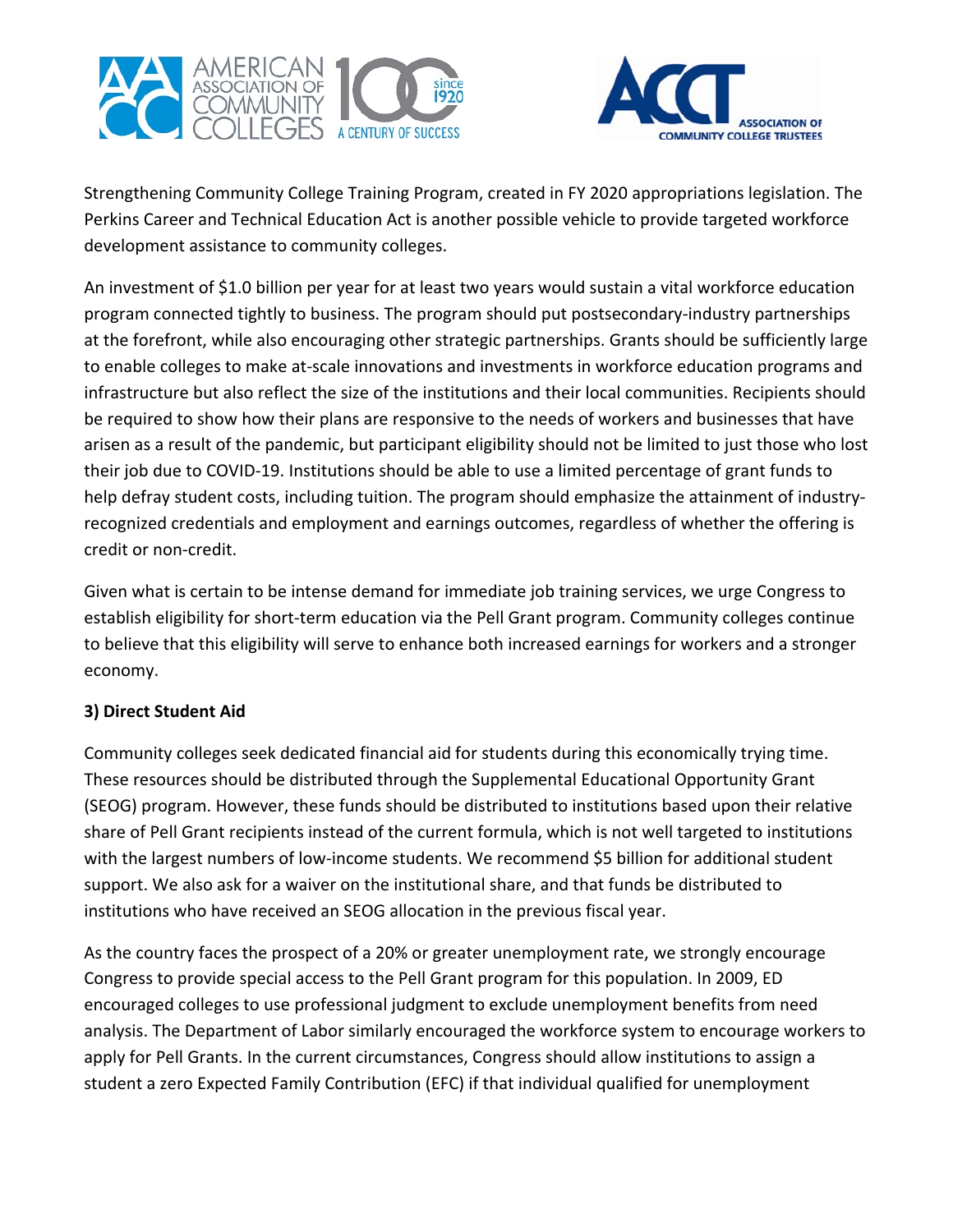Strengthening Community College Training Program, created in FY 2020 appropriations legislation. The Perkins Career and Technical Education Act is another possible vehicle to provide targeted workforce development assistance to community colleges.

An investment of $1.0 billion per year for at least two years would sustain a vital workforce education program connected tightly to business. The program should put postsecondary-industry partnerships at the forefront, while also encouraging other strategic partnerships. Grants should be sufficiently large to enable colleges to make at-scale innovations and investments in workforce education programs and infrastructure but also reflect the size of the institutions and their local communities. Recipients should be required to show how their plans are responsive to the needs of workers and businesses that have arisen as a result of the pandemic, but participant eligibility should not be limited to just those who lost their job due to COVID-19. Institutions should be able to use a limited percentage of grant funds to help defray student costs, including tuition. The program should emphasize the attainment of industry-recognized credentials and employment and earnings outcomes, regardless of whether the offering is credit or non-credit.

Given what is certain to be intense demand for immediate job training services, we urge Congress to establish eligibility for short-term education via the Pell Grant program. Community colleges continue to believe that this eligibility will serve to enhance both increased earnings for workers and a stronger economy.

**3) Direct Student Aid**

Community colleges seek dedicated financial aid for students during this economically trying time. These resources should be distributed through the Supplemental Educational Opportunity Grant (SEOG) program. However, these funds should be distributed to institutions based upon their relative share of Pell Grant recipients instead of the current formula, which is not well targeted to institutions with the largest numbers of low-income students. We recommend $5 billion for additional student support. We also ask for a waiver on the institutional share, and that funds be distributed to institutions who have received an SEOG allocation in the previous fiscal year.

As the country faces the prospect of a 20% or greater unemployment rate, we strongly encourage Congress to provide special access to the Pell Grant program for this population. In 2009, ED encouraged colleges to use professional judgment to exclude unemployment benefits from need analysis. The Department of Labor similarly encouraged the workforce system to encourage workers to apply for Pell Grants. In the current circumstances, Congress should allow institutions to assign a student a zero Expected Family Contribution (EFC) if that individual qualified for unemployment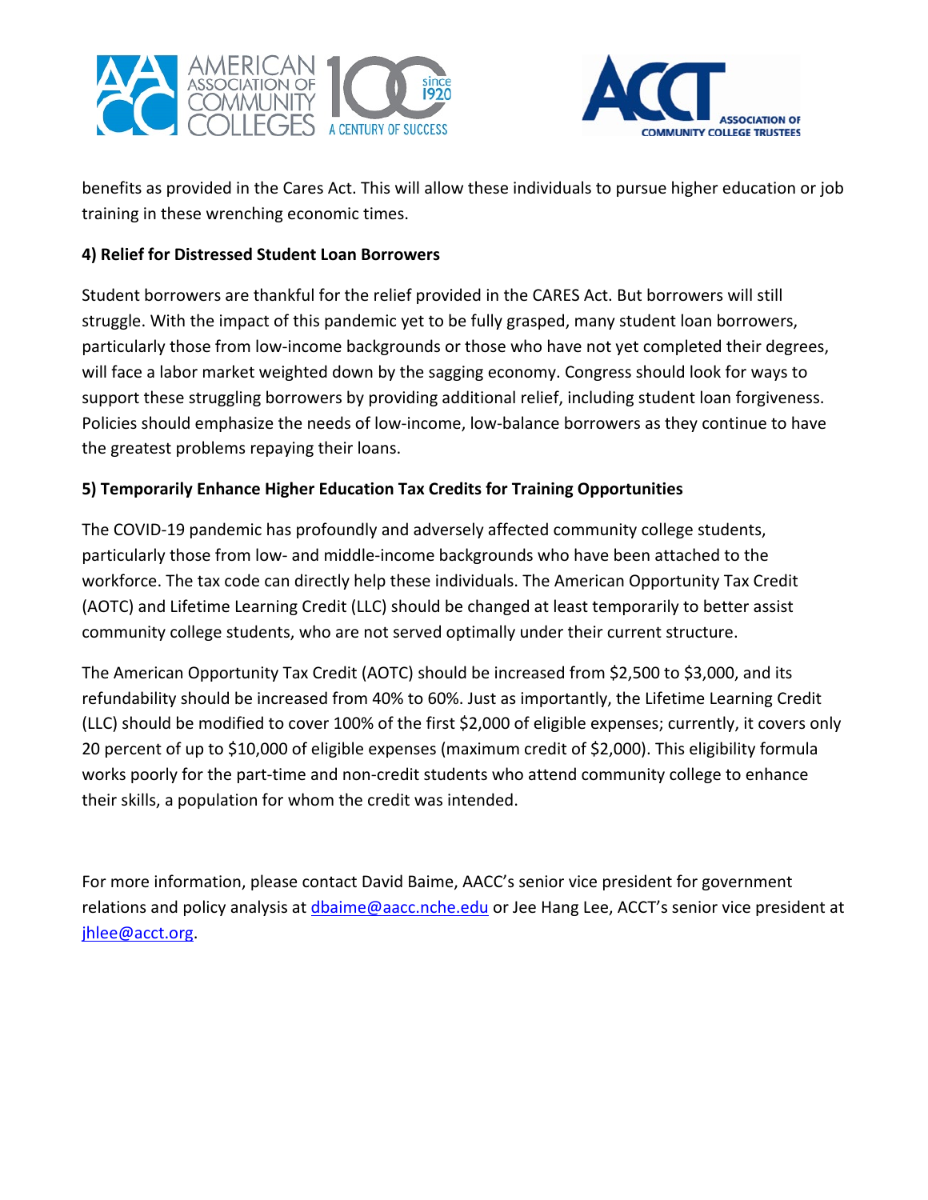benefits as provided in the Cares Act. This will allow these individuals to pursue higher education or job training in these wrenching economic times.

**4) Relief for Distressed Student Loan Borrowers**

Student borrowers are thankful for the relief provided in the CARES Act. But borrowers will still struggle. With the impact of this pandemic yet to be fully grasped, many student loan borrowers, particularly those from low-income backgrounds or those who have not yet completed their degrees, will face a labor market weighted down by the sagging economy. Congress should look for ways to support these struggling borrowers by providing additional relief, including student loan forgiveness. Policies should emphasize the needs of low-income, low-balance borrowers as they continue to have the greatest problems repaying their loans.

**5) Temporarily Enhance Higher Education Tax Credits for Training Opportunities**

The COVID-19 pandemic has profoundly and adversely affected community college students, particularly those from low- and middle-income backgrounds who have been attached to the workforce. The tax code can directly help these individuals. The American Opportunity Tax Credit (AOTC) and Lifetime Learning Credit (LLC) should be changed at least temporarily to better assist community college students, who are not served optimally under their current structure.

The American Opportunity Tax Credit (AOTC) should be increased from $2,500 to $3,000, and its refundability should be increased from 40% to 60%. Just as importantly, the Lifetime Learning Credit (LLC) should be modified to cover 100% of the first $2,000 of eligible expenses; currently, it covers only 20 percent of up to $10,000 of eligible expenses (maximum credit of $2,000). This eligibility formula works poorly for the part-time and non-credit students who attend community college to enhance their skills, a population for whom the credit was intended.

For more information, please contact David Baime, AACC's senior vice president for government relations and policy analysis at dbaime@aacc.nche.edu or Jee Hang Lee, ACCT's senior vice president at jhlee@acct.org.